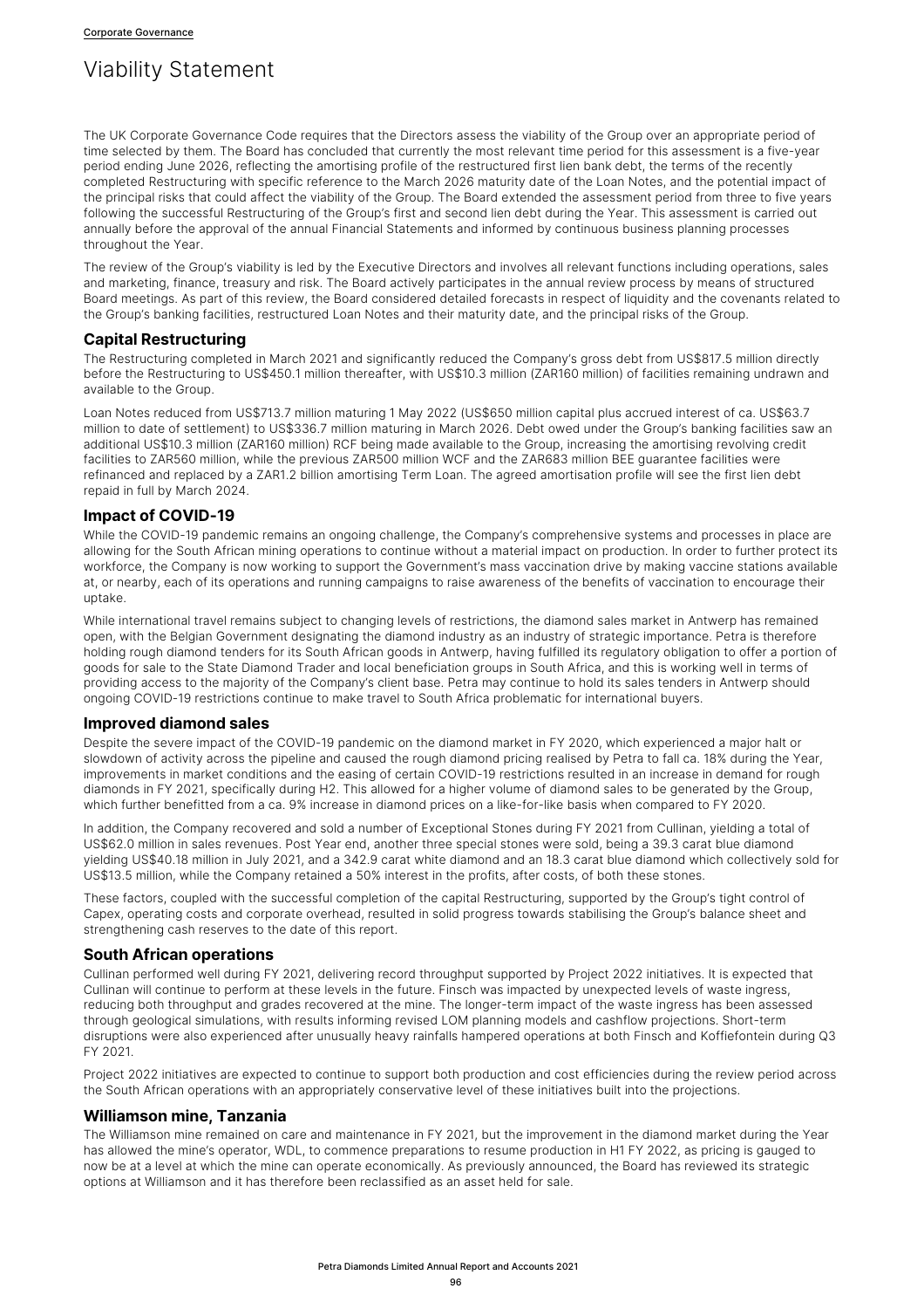# Viability Statement

The UK Corporate Governance Code requires that the Directors assess the viability of the Group over an appropriate period of time selected by them. The Board has concluded that currently the most relevant time period for this assessment is a five-year period ending June 2026, reflecting the amortising profile of the restructured first lien bank debt, the terms of the recently completed Restructuring with specific reference to the March 2026 maturity date of the Loan Notes, and the potential impact of the principal risks that could affect the viability of the Group. The Board extended the assessment period from three to five years following the successful Restructuring of the Group's first and second lien debt during the Year. This assessment is carried out annually before the approval of the annual Financial Statements and informed by continuous business planning processes throughout the Year.

The review of the Group's viability is led by the Executive Directors and involves all relevant functions including operations, sales and marketing, finance, treasury and risk. The Board actively participates in the annual review process by means of structured Board meetings. As part of this review, the Board considered detailed forecasts in respect of liquidity and the covenants related to the Group's banking facilities, restructured Loan Notes and their maturity date, and the principal risks of the Group.

## Capital Restructuring

The Restructuring completed in March 2021 and significantly reduced the Company's gross debt from US$817.5 million directly before the Restructuring to US$450.1 million thereafter, with US$10.3 million (ZAR160 million) of facilities remaining undrawn and available to the Group.

Loan Notes reduced from US$713.7 million maturing 1 May 2022 (US$650 million capital plus accrued interest of ca. US$63.7 million to date of settlement) to US$336.7 million maturing in March 2026. Debt owed under the Group's banking facilities saw an additional US$10.3 million (ZAR160 million) RCF being made available to the Group, increasing the amortising revolving credit facilities to ZAR560 million, while the previous ZAR500 million WCF and the ZAR683 million BEE guarantee facilities were refinanced and replaced by a ZAR1.2 billion amortising Term Loan. The agreed amortisation profile will see the first lien debt repaid in full by March 2024.

## Impact of COVID-19

While the COVID-19 pandemic remains an ongoing challenge, the Company's comprehensive systems and processes in place are allowing for the South African mining operations to continue without a material impact on production. In order to further protect its workforce, the Company is now working to support the Government's mass vaccination drive by making vaccine stations available at, or nearby, each of its operations and running campaigns to raise awareness of the benefits of vaccination to encourage their uptake.

While international travel remains subject to changing levels of restrictions, the diamond sales market in Antwerp has remained open, with the Belgian Government designating the diamond industry as an industry of strategic importance. Petra is therefore holding rough diamond tenders for its South African goods in Antwerp, having fulfilled its regulatory obligation to offer a portion of goods for sale to the State Diamond Trader and local beneficiation groups in South Africa, and this is working well in terms of providing access to the majority of the Company's client base. Petra may continue to hold its sales tenders in Antwerp should ongoing COVID-19 restrictions continue to make travel to South Africa problematic for international buyers.

## Improved diamond sales

Despite the severe impact of the COVID-19 pandemic on the diamond market in FY 2020, which experienced a major halt or slowdown of activity across the pipeline and caused the rough diamond pricing realised by Petra to fall ca. 18% during the Year, improvements in market conditions and the easing of certain COVID-19 restrictions resulted in an increase in demand for rough diamonds in FY 2021, specifically during H2. This allowed for a higher volume of diamond sales to be generated by the Group, which further benefitted from a ca. 9% increase in diamond prices on a like-for-like basis when compared to FY 2020.

In addition, the Company recovered and sold a number of Exceptional Stones during FY 2021 from Cullinan, yielding a total of US$62.0 million in sales revenues. Post Year end, another three special stones were sold, being a 39.3 carat blue diamond yielding US$40.18 million in July 2021, and a 342.9 carat white diamond and an 18.3 carat blue diamond which collectively sold for US$13.5 million, while the Company retained a 50% interest in the profits, after costs, of both these stones.

These factors, coupled with the successful completion of the capital Restructuring, supported by the Group's tight control of Capex, operating costs and corporate overhead, resulted in solid progress towards stabilising the Group's balance sheet and strengthening cash reserves to the date of this report.

## South African operations

Cullinan performed well during FY 2021, delivering record throughput supported by Project 2022 initiatives. It is expected that Cullinan will continue to perform at these levels in the future. Finsch was impacted by unexpected levels of waste ingress, reducing both throughput and grades recovered at the mine. The longer-term impact of the waste ingress has been assessed through geological simulations, with results informing revised LOM planning models and cashflow projections. Short-term disruptions were also experienced after unusually heavy rainfalls hampered operations at both Finsch and Koffiefontein during Q3 FY 2021.

Project 2022 initiatives are expected to continue to support both production and cost efficiencies during the review period across the South African operations with an appropriately conservative level of these initiatives built into the projections.

## Williamson mine, Tanzania

The Williamson mine remained on care and maintenance in FY 2021, but the improvement in the diamond market during the Year has allowed the mine's operator, WDL, to commence preparations to resume production in H1 FY 2022, as pricing is gauged to now be at a level at which the mine can operate economically. As previously announced, the Board has reviewed its strategic options at Williamson and it has therefore been reclassified as an asset held for sale.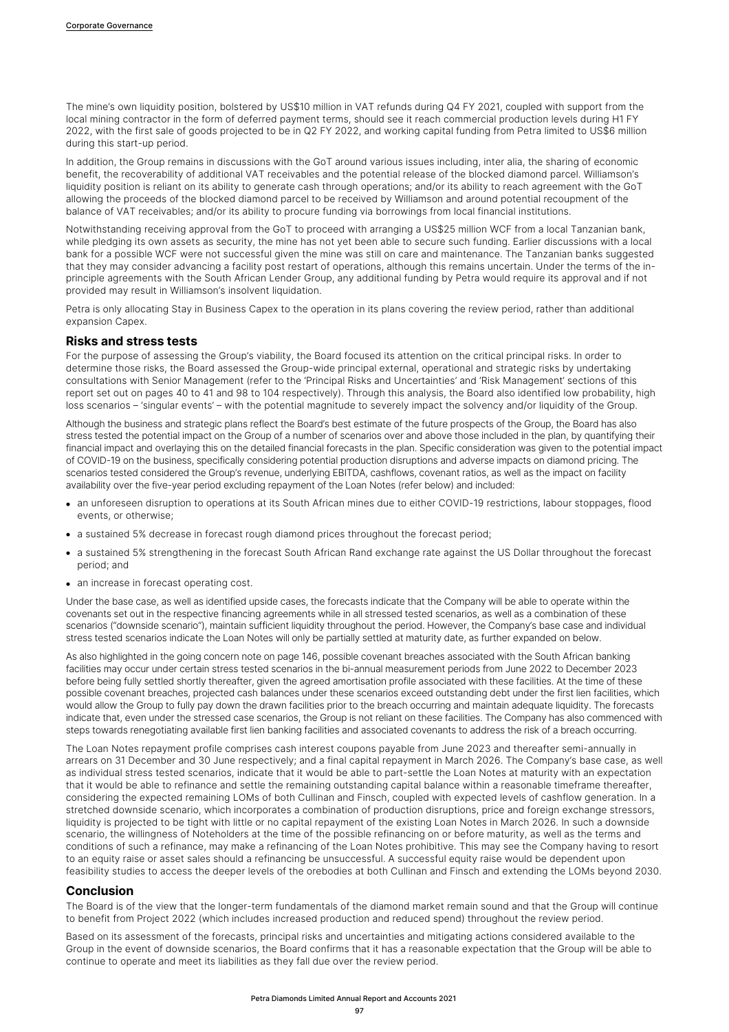The mine's own liquidity position, bolstered by US$10 million in VAT refunds during Q4 FY 2021, coupled with support from the local mining contractor in the form of deferred payment terms, should see it reach commercial production levels during H1 FY 2022, with the first sale of goods projected to be in Q2 FY 2022, and working capital funding from Petra limited to US$6 million during this start-up period.

In addition, the Group remains in discussions with the GoT around various issues including, inter alia, the sharing of economic benefit, the recoverability of additional VAT receivables and the potential release of the blocked diamond parcel. Williamson's liquidity position is reliant on its ability to generate cash through operations; and/or its ability to reach agreement with the GoT allowing the proceeds of the blocked diamond parcel to be received by Williamson and around potential recoupment of the balance of VAT receivables; and/or its ability to procure funding via borrowings from local financial institutions.

Notwithstanding receiving approval from the GoT to proceed with arranging a US$25 million WCF from a local Tanzanian bank, while pledging its own assets as security, the mine has not yet been able to secure such funding. Earlier discussions with a local bank for a possible WCF were not successful given the mine was still on care and maintenance. The Tanzanian banks suggested that they may consider advancing a facility post restart of operations, although this remains uncertain. Under the terms of the in-principle agreements with the South African Lender Group, any additional funding by Petra would require its approval and if not provided may result in Williamson's insolvent liquidation.

Petra is only allocating Stay in Business Capex to the operation in its plans covering the review period, rather than additional expansion Capex.

## Risks and stress tests

For the purpose of assessing the Group's viability, the Board focused its attention on the critical principal risks. In order to determine those risks, the Board assessed the Group-wide principal external, operational and strategic risks by undertaking consultations with Senior Management (refer to the 'Principal Risks and Uncertainties' and 'Risk Management' sections of this report set out on pages 40 to 41 and 98 to 104 respectively). Through this analysis, the Board also identified low probability, high loss scenarios – 'singular events' – with the potential magnitude to severely impact the solvency and/or liquidity of the Group.

Although the business and strategic plans reflect the Board's best estimate of the future prospects of the Group, the Board has also stress tested the potential impact on the Group of a number of scenarios over and above those included in the plan, by quantifying their financial impact and overlaying this on the detailed financial forecasts in the plan. Specific consideration was given to the potential impact of COVID-19 on the business, specifically considering potential production disruptions and adverse impacts on diamond pricing. The scenarios tested considered the Group's revenue, underlying EBITDA, cashflows, covenant ratios, as well as the impact on facility availability over the five-year period excluding repayment of the Loan Notes (refer below) and included:

- an unforeseen disruption to operations at its South African mines due to either COVID-19 restrictions, labour stoppages, flood events, or otherwise;
- a sustained 5% decrease in forecast rough diamond prices throughout the forecast period;
- a sustained 5% strengthening in the forecast South African Rand exchange rate against the US Dollar throughout the forecast period; and
- an increase in forecast operating cost.

Under the base case, as well as identified upside cases, the forecasts indicate that the Company will be able to operate within the covenants set out in the respective financing agreements while in all stressed tested scenarios, as well as a combination of these scenarios ("downside scenario"), maintain sufficient liquidity throughout the period. However, the Company's base case and individual stress tested scenarios indicate the Loan Notes will only be partially settled at maturity date, as further expanded on below.

As also highlighted in the going concern note on page 146, possible covenant breaches associated with the South African banking facilities may occur under certain stress tested scenarios in the bi-annual measurement periods from June 2022 to December 2023 before being fully settled shortly thereafter, given the agreed amortisation profile associated with these facilities. At the time of these possible covenant breaches, projected cash balances under these scenarios exceed outstanding debt under the first lien facilities, which would allow the Group to fully pay down the drawn facilities prior to the breach occurring and maintain adequate liquidity. The forecasts indicate that, even under the stressed case scenarios, the Group is not reliant on these facilities. The Company has also commenced with steps towards renegotiating available first lien banking facilities and associated covenants to address the risk of a breach occurring.

The Loan Notes repayment profile comprises cash interest coupons payable from June 2023 and thereafter semi-annually in arrears on 31 December and 30 June respectively; and a final capital repayment in March 2026. The Company's base case, as well as individual stress tested scenarios, indicate that it would be able to part-settle the Loan Notes at maturity with an expectation that it would be able to refinance and settle the remaining outstanding capital balance within a reasonable timeframe thereafter, considering the expected remaining LOMs of both Cullinan and Finsch, coupled with expected levels of cashflow generation. In a stretched downside scenario, which incorporates a combination of production disruptions, price and foreign exchange stressors, liquidity is projected to be tight with little or no capital repayment of the existing Loan Notes in March 2026. In such a downside scenario, the willingness of Noteholders at the time of the possible refinancing on or before maturity, as well as the terms and conditions of such a refinance, may make a refinancing of the Loan Notes prohibitive. This may see the Company having to resort to an equity raise or asset sales should a refinancing be unsuccessful. A successful equity raise would be dependent upon feasibility studies to access the deeper levels of the orebodies at both Cullinan and Finsch and extending the LOMs beyond 2030.

## Conclusion

The Board is of the view that the longer-term fundamentals of the diamond market remain sound and that the Group will continue to benefit from Project 2022 (which includes increased production and reduced spend) throughout the review period.

Based on its assessment of the forecasts, principal risks and uncertainties and mitigating actions considered available to the Group in the event of downside scenarios, the Board confirms that it has a reasonable expectation that the Group will be able to continue to operate and meet its liabilities as they fall due over the review period.